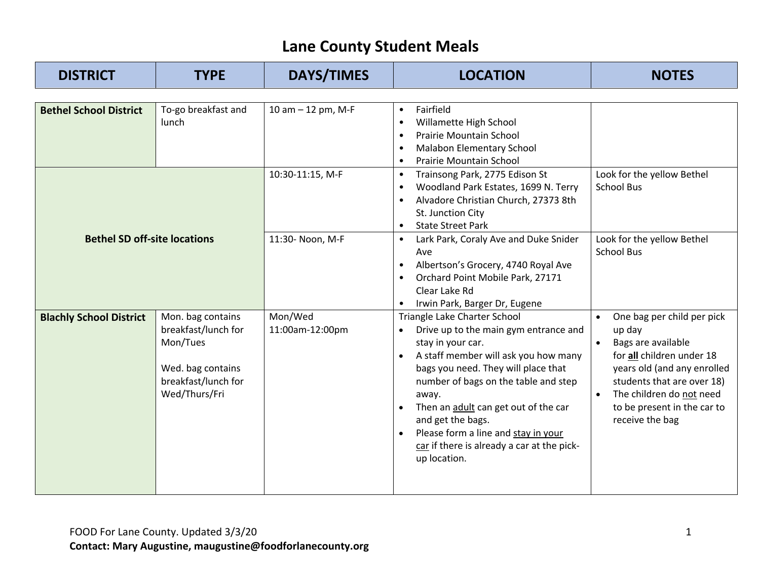# Lane County Student Meals

| DISTRICT | TYPE | DAYS/TIMES | LOCATION | NOTES |
|---|---|---|---|---|
| **Bethel School District** | To-go breakfast and lunch | 10 am – 12 pm, M-F | • Fairfield<br>• Willamette High School<br>• Prairie Mountain School<br>• Malabon Elementary School<br>• Prairie Mountain School | |
| **Bethel SD off-site locations** | | 10:30-11:15, M-F | • Trainsong Park, 2775 Edison St<br>• Woodland Park Estates, 1699 N. Terry<br>• Alvadore Christian Church, 27373 8th St. Junction City<br>• State Street Park | Look for the yellow Bethel School Bus |
| | | 11:30- Noon, M-F | • Lark Park, Coraly Ave and Duke Snider Ave<br>• Albertson's Grocery, 4740 Royal Ave<br>• Orchard Point Mobile Park, 27171 Clear Lake Rd<br>• Irwin Park, Barger Dr, Eugene | Look for the yellow Bethel School Bus |
| **Blachly School District** | Mon. bag contains breakfast/lunch for Mon/Tues<br><br>Wed. bag contains breakfast/lunch for Wed/Thurs/Fri | Mon/Wed<br>11:00am-12:00pm | Triangle Lake Charter School<br>• Drive up to the main gym entrance and stay in your car.<br>• A staff member will ask you how many bags you need. They will place that number of bags on the table and step away.<br>• Then an adult can get out of the car and get the bags.<br>• Please form a line and stay in your car if there is already a car at the pick-up location. | • One bag per child per pick up day<br>• Bags are available for **all** children under 18 years old (and any enrolled students that are over 18)<br>• The children do not need to be present in the car to receive the bag |

FOOD For Lane County. Updated 3/3/20

**Contact: Mary Augustine, maugustine@foodforlanecounty.org**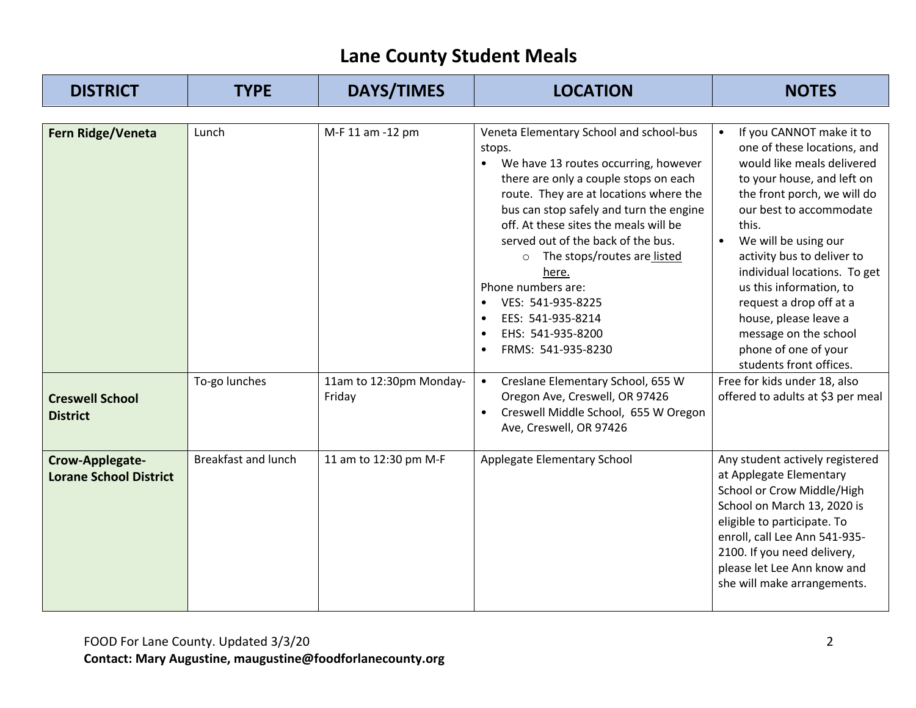# Lane County Student Meals

| DISTRICT | TYPE | DAYS/TIMES | LOCATION | NOTES |
| --- | --- | --- | --- | --- |
| **Fern Ridge/Veneta** | Lunch | M-F 11 am -12 pm | Veneta Elementary School and school-bus stops.<br>• We have 13 routes occurring, however there are only a couple stops on each route. They are at locations where the bus can stop safely and turn the engine off. At these sites the meals will be served out of the back of the bus.<br>  ○ The stops/routes are listed here.<br>Phone numbers are:<br>• VES: 541-935-8225<br>• EES: 541-935-8214<br>• EHS: 541-935-8200<br>• FRMS: 541-935-8230 | • If you CANNOT make it to one of these locations, and would like meals delivered to your house, and left on the front porch, we will do our best to accommodate this.<br>• We will be using our activity bus to deliver to individual locations. To get us this information, to request a drop off at a house, please leave a message on the school phone of one of your students front offices. |
| **Creswell School District** | To-go lunches | 11am to 12:30pm Monday-Friday | • Creslane Elementary School, 655 W Oregon Ave, Creswell, OR 97426<br>• Creswell Middle School, 655 W Oregon Ave, Creswell, OR 97426 | Free for kids under 18, also offered to adults at $3 per meal |
| **Crow-Applegate-Lorane School District** | Breakfast and lunch | 11 am to 12:30 pm M-F | Applegate Elementary School | Any student actively registered at Applegate Elementary School or Crow Middle/High School on March 13, 2020 is eligible to participate. To enroll, call Lee Ann 541-935-2100. If you need delivery, please let Lee Ann know and she will make arrangements. |

FOOD For Lane County. Updated 3/3/20

**Contact: Mary Augustine, maugustine@foodforlanecounty.org**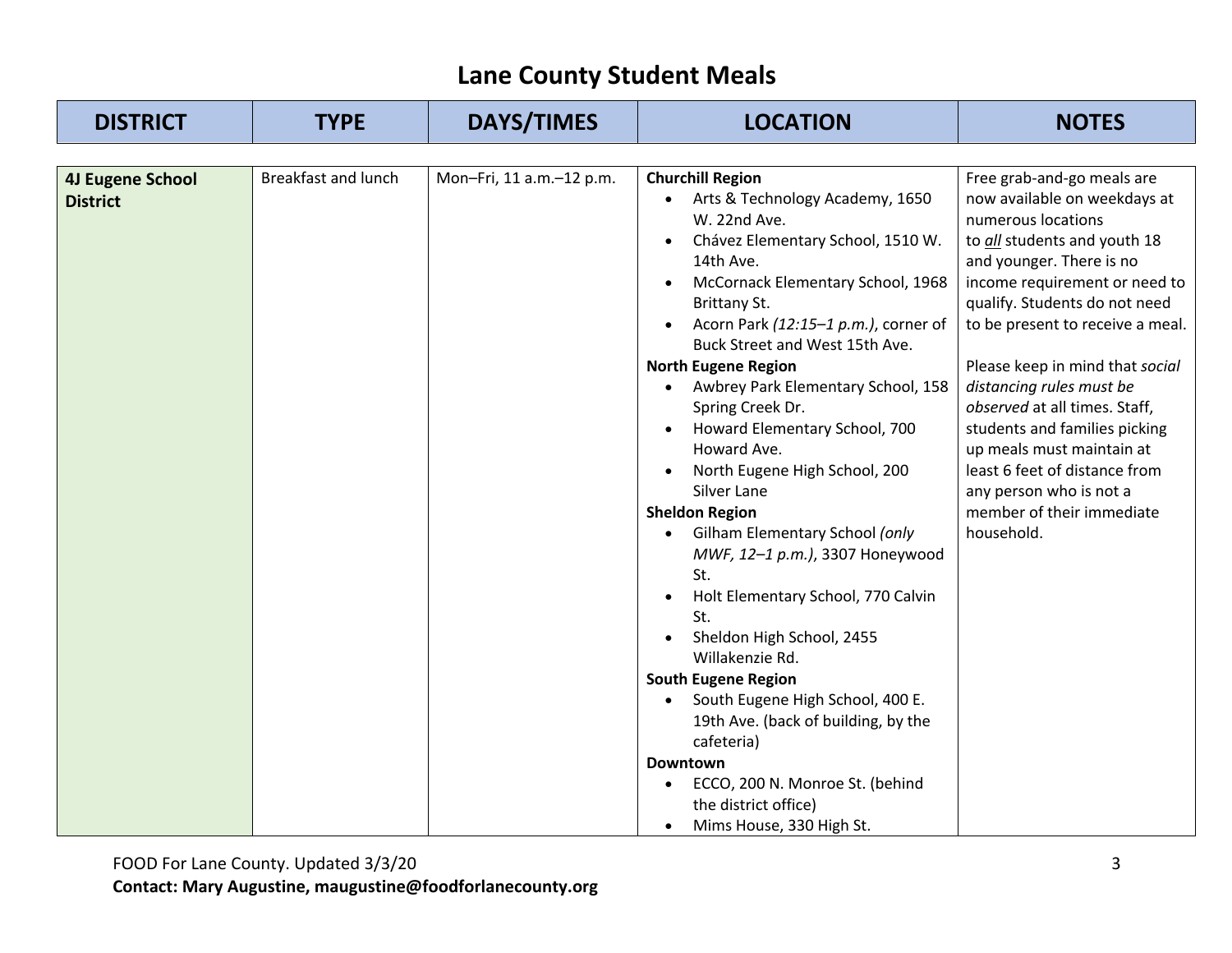# Lane County Student Meals

| DISTRICT | TYPE | DAYS/TIMES | LOCATION | NOTES |
| --- | --- | --- | --- | --- |
| **4J Eugene School District** | Breakfast and lunch | Mon–Fri, 11 a.m.–12 p.m. | **Churchill Region**<br>• Arts & Technology Academy, 1650 W. 22nd Ave.<br>• Chávez Elementary School, 1510 W. 14th Ave.<br>• McCornack Elementary School, 1968 Brittany St.<br>• Acorn Park *(12:15–1 p.m.)*, corner of Buck Street and West 15th Ave.<br>**North Eugene Region**<br>• Awbrey Park Elementary School, 158 Spring Creek Dr.<br>• Howard Elementary School, 700 Howard Ave.<br>• North Eugene High School, 200 Silver Lane<br>**Sheldon Region**<br>• Gilham Elementary School *(only MWF, 12–1 p.m.)*, 3307 Honeywood St.<br>• Holt Elementary School, 770 Calvin St.<br>• Sheldon High School, 2455 Willakenzie Rd.<br>**South Eugene Region**<br>• South Eugene High School, 400 E. 19th Ave. (back of building, by the cafeteria)<br>**Downtown**<br>• ECCO, 200 N. Monroe St. (behind the district office)<br>• Mims House, 330 High St. | Free grab-and-go meals are now available on weekdays at numerous locations to *all* students and youth 18 and younger. There is no income requirement or need to qualify. Students do not need to be present to receive a meal.<br><br>Please keep in mind that *social distancing rules must be observed* at all times. Staff, students and families picking up meals must maintain at least 6 feet of distance from any person who is not a member of their immediate household. |

FOOD For Lane County. Updated 3/3/20

**Contact: Mary Augustine, maugustine@foodforlanecounty.org**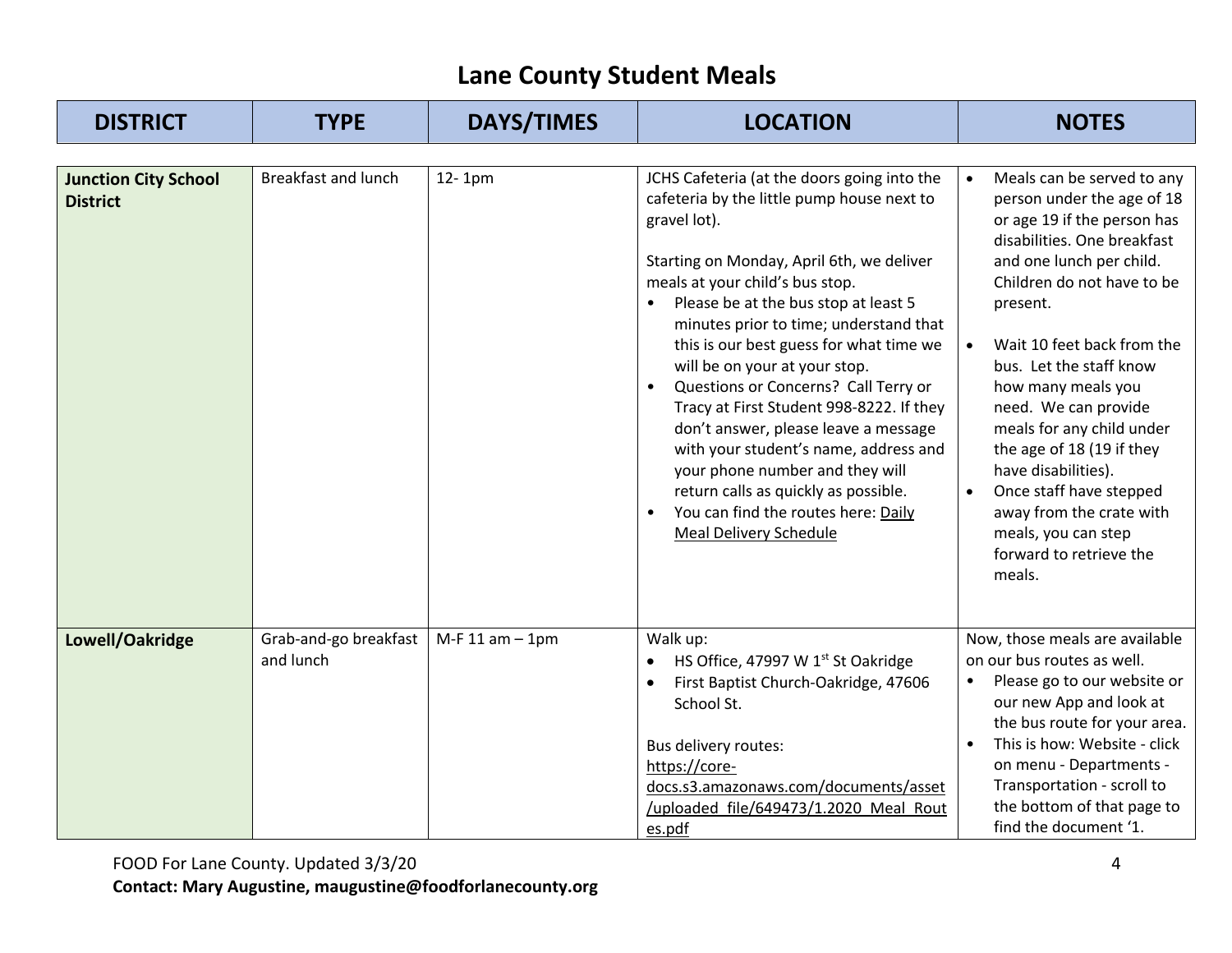# Lane County Student Meals

| DISTRICT | TYPE | DAYS/TIMES | LOCATION | NOTES |
|---|---|---|---|---|
| **Junction City School District** | Breakfast and lunch | 12- 1pm | JCHS Cafeteria (at the doors going into the cafeteria by the little pump house next to gravel lot).<br><br>Starting on Monday, April 6th, we deliver meals at your child's bus stop.<br>• Please be at the bus stop at least 5 minutes prior to time; understand that this is our best guess for what time we will be on your at your stop.<br>• Questions or Concerns? Call Terry or Tracy at First Student 998-8222. If they don't answer, please leave a message with your student's name, address and your phone number and they will return calls as quickly as possible.<br>• You can find the routes here: Daily Meal Delivery Schedule | • Meals can be served to any person under the age of 18 or age 19 if the person has disabilities. One breakfast and one lunch per child. Children do not have to be present.<br><br>• Wait 10 feet back from the bus. Let the staff know how many meals you need. We can provide meals for any child under the age of 18 (19 if they have disabilities).<br>• Once staff have stepped away from the crate with meals, you can step forward to retrieve the meals. |
| **Lowell/Oakridge** | Grab-and-go breakfast and lunch | M-F 11 am – 1pm | Walk up:<br>• HS Office, 47997 W 1st St Oakridge<br>• First Baptist Church-Oakridge, 47606 School St.<br><br>Bus delivery routes:<br>https://core-docs.s3.amazonaws.com/documents/asset/uploaded_file/649473/1.2020_Meal_Routes.pdf | Now, those meals are available on our bus routes as well.<br>• Please go to our website or our new App and look at the bus route for your area.<br>• This is how: Website - click on menu - Departments - Transportation - scroll to the bottom of that page to find the document '1. |

FOOD For Lane County. Updated 3/3/20

**Contact: Mary Augustine, maugustine@foodforlanecounty.org**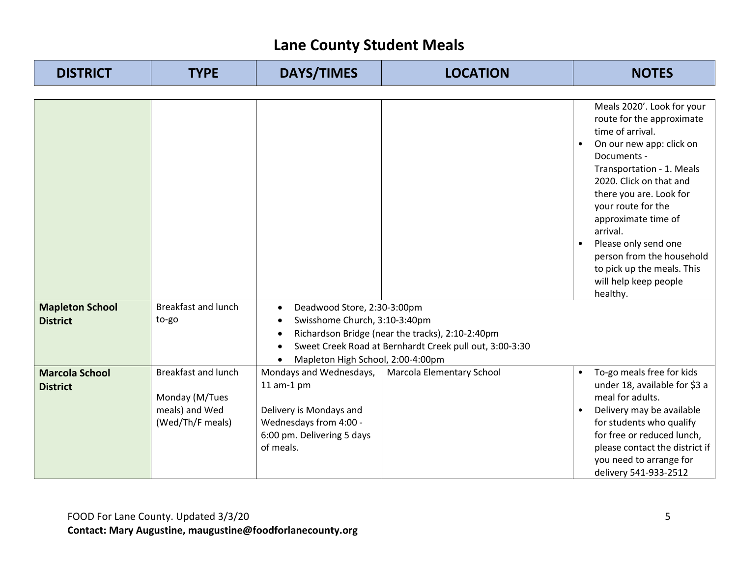# Lane County Student Meals

| DISTRICT | TYPE | DAYS/TIMES | LOCATION | NOTES |
|---|---|---|---|---|
| | | | | Meals 2020'. Look for your route for the approximate time of arrival.<br>• On our new app: click on Documents - Transportation - 1. Meals 2020. Click on that and there you are. Look for your route for the approximate time of arrival.<br>• Please only send one person from the household to pick up the meals. This will help keep people healthy. |
| **Mapleton School District** | Breakfast and lunch to-go | • Deadwood Store, 2:30-3:00pm<br>• Swisshome Church, 3:10-3:40pm<br>• Richardson Bridge (near the tracks), 2:10-2:40pm<br>• Sweet Creek Road at Bernhardt Creek pull out, 3:00-3:30<br>• Mapleton High School, 2:00-4:00pm | | |
| **Marcola School District** | Breakfast and lunch<br><br>Monday (M/Tues meals) and Wed (Wed/Th/F meals) | Mondays and Wednesdays, 11 am-1 pm<br><br>Delivery is Mondays and Wednesdays from 4:00 - 6:00 pm. Delivering 5 days of meals. | Marcola Elementary School | • To-go meals free for kids under 18, available for $3 a meal for adults.<br>• Delivery may be available for students who qualify for free or reduced lunch, please contact the district if you need to arrange for delivery 541-933-2512 |

FOOD For Lane County. Updated 3/3/20
**Contact: Mary Augustine, maugustine@foodforlanecounty.org**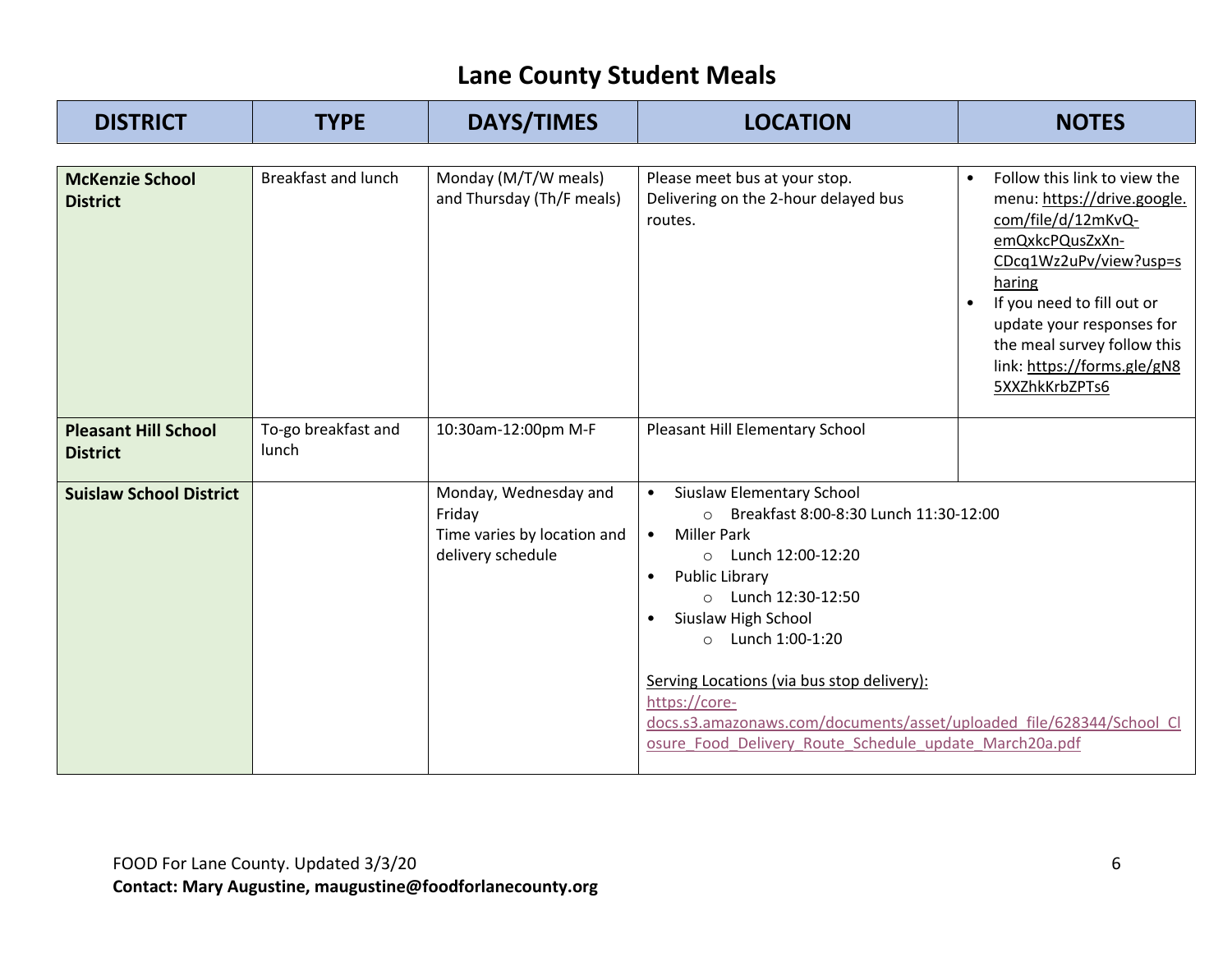# Lane County Student Meals

| DISTRICT | TYPE | DAYS/TIMES | LOCATION | NOTES |
|---|---|---|---|---|
| **McKenzie School District** | Breakfast and lunch | Monday (M/T/W meals) and Thursday (Th/F meals) | Please meet bus at your stop. Delivering on the 2-hour delayed bus routes. | • Follow this link to view the menu: https://drive.google.com/file/d/12mKvQ-emQxkcPQusZxXn-CDcq1Wz2uPv/view?usp=sharing<br>• If you need to fill out or update your responses for the meal survey follow this link: https://forms.gle/gN85XXZhkKrbZPTs6 |
| **Pleasant Hill School District** | To-go breakfast and lunch | 10:30am-12:00pm M-F | Pleasant Hill Elementary School | |
| **Suislaw School District** | | Monday, Wednesday and Friday<br>Time varies by location and delivery schedule | • Siuslaw Elementary School<br>  ○ Breakfast 8:00-8:30 Lunch 11:30-12:00<br>• Miller Park<br>  ○ Lunch 12:00-12:20<br>• Public Library<br>  ○ Lunch 12:30-12:50<br>• Siuslaw High School<br>  ○ Lunch 1:00-1:20<br><br>Serving Locations (via bus stop delivery): https://core-docs.s3.amazonaws.com/documents/asset/uploaded_file/628344/School_Closure_Food_Delivery_Route_Schedule_update_March20a.pdf | |

FOOD For Lane County. Updated 3/3/20
**Contact: Mary Augustine, maugustine@foodforlanecounty.org**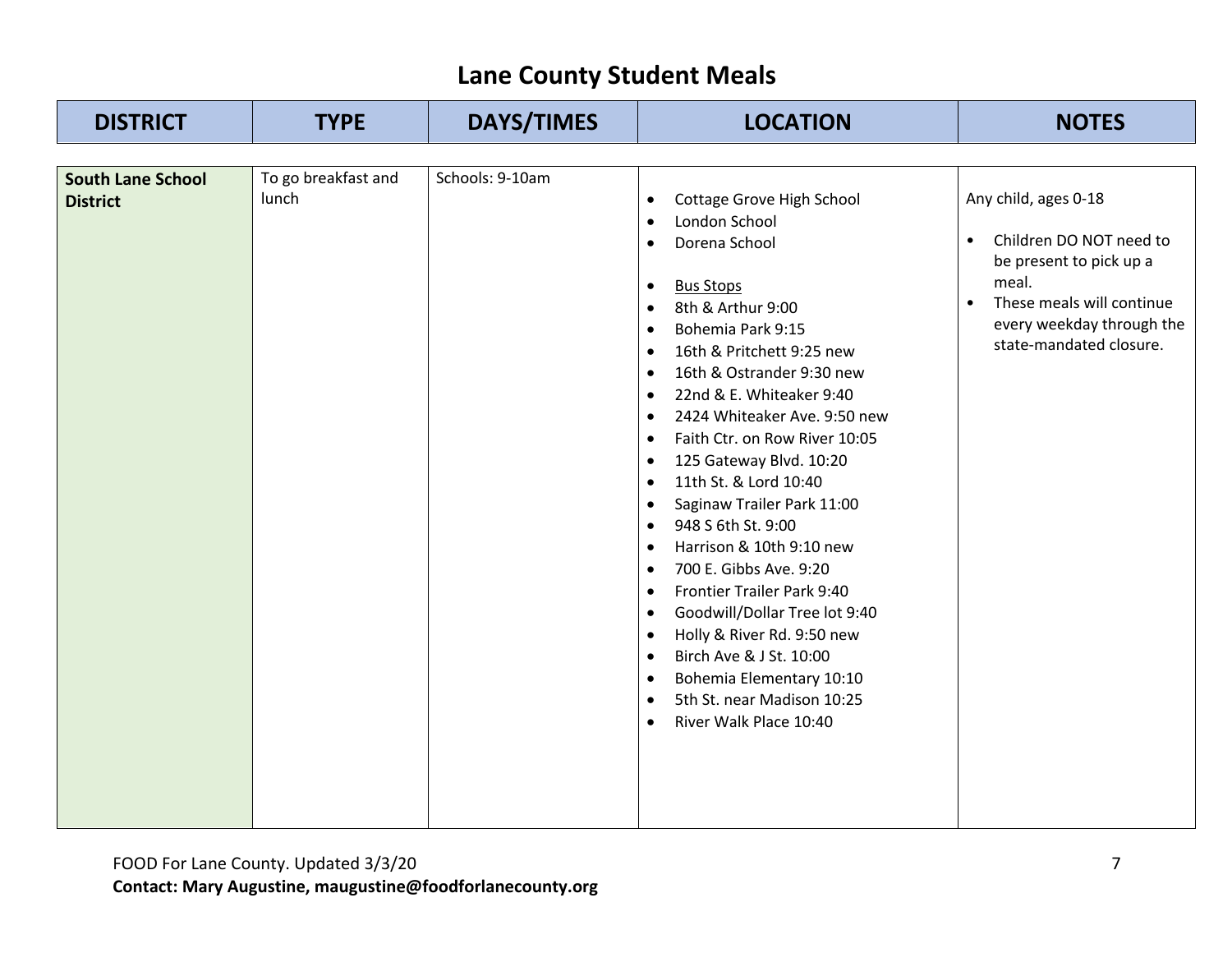# Lane County Student Meals

| DISTRICT | TYPE | DAYS/TIMES | LOCATION | NOTES |
|---|---|---|---|---|
| **South Lane School District** | To go breakfast and lunch | Schools: 9-10am | • Cottage Grove High School<br>• London School<br>• Dorena School<br><br>• Bus Stops<br>• 8th & Arthur 9:00<br>• Bohemia Park 9:15<br>• 16th & Pritchett 9:25 new<br>• 16th & Ostrander 9:30 new<br>• 22nd & E. Whiteaker 9:40<br>• 2424 Whiteaker Ave. 9:50 new<br>• Faith Ctr. on Row River 10:05<br>• 125 Gateway Blvd. 10:20<br>• 11th St. & Lord 10:40<br>• Saginaw Trailer Park 11:00<br>• 948 S 6th St. 9:00<br>• Harrison & 10th 9:10 new<br>• 700 E. Gibbs Ave. 9:20<br>• Frontier Trailer Park 9:40<br>• Goodwill/Dollar Tree lot 9:40<br>• Holly & River Rd. 9:50 new<br>• Birch Ave & J St. 10:00<br>• Bohemia Elementary 10:10<br>• 5th St. near Madison 10:25<br>• River Walk Place 10:40 | Any child, ages 0-18<br><br>• Children DO NOT need to be present to pick up a meal.<br>• These meals will continue every weekday through the state-mandated closure. |

FOOD For Lane County. Updated 3/3/20

**Contact: Mary Augustine, maugustine@foodforlanecounty.org**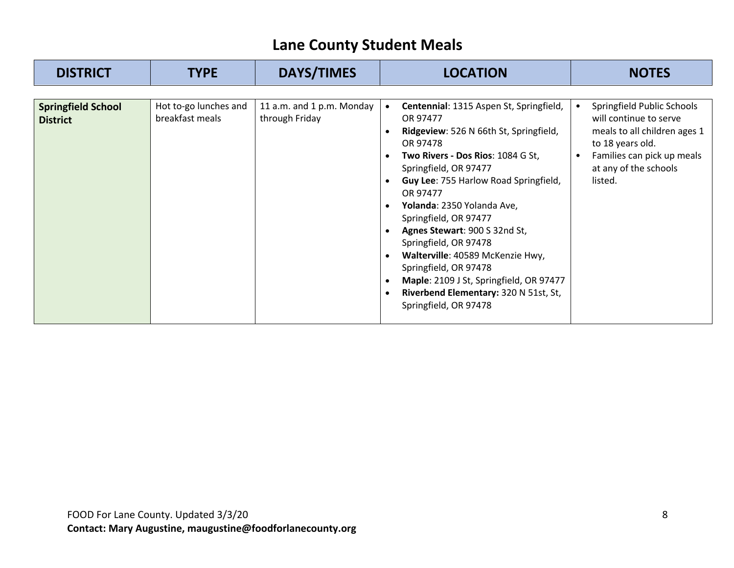# Lane County Student Meals

| DISTRICT | TYPE | DAYS/TIMES | LOCATION | NOTES |
|---|---|---|---|---|
| **Springfield School District** | Hot to-go lunches and breakfast meals | 11 a.m. and 1 p.m. Monday through Friday | • **Centennial**: 1315 Aspen St, Springfield, OR 97477<br>• **Ridgeview**: 526 N 66th St, Springfield, OR 97478<br>• **Two Rivers - Dos Rios**: 1084 G St, Springfield, OR 97477<br>• **Guy Lee**: 755 Harlow Road Springfield, OR 97477<br>• **Yolanda**: 2350 Yolanda Ave, Springfield, OR 97477<br>• **Agnes Stewart**: 900 S 32nd St, Springfield, OR 97478<br>• **Walterville**: 40589 McKenzie Hwy, Springfield, OR 97478<br>• **Maple**: 2109 J St, Springfield, OR 97477<br>• **Riverbend Elementary:** 320 N 51st, St, Springfield, OR 97478 | • Springfield Public Schools will continue to serve meals to all children ages 1 to 18 years old.<br>• Families can pick up meals at any of the schools listed. |

FOOD For Lane County. Updated 3/3/20

**Contact: Mary Augustine, maugustine@foodforlanecounty.org**